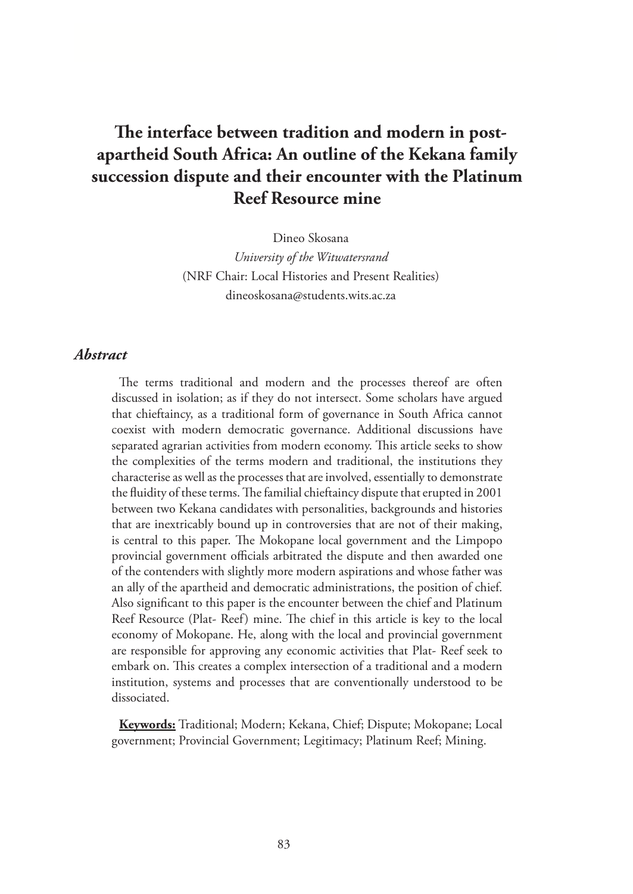# The interface between tradition and modern in post-apartheid South Africa: An outline of the Kekana family succession dispute and their encounter with the Platinum Reef Resource mine

Dineo Skosana

*University of the Witwatersrand*

(NRF Chair: Local Histories and Present Realities)

dineoskosana@students.wits.ac.za

## *Abstract*

The terms traditional and modern and the processes thereof are often discussed in isolation; as if they do not intersect. Some scholars have argued that chieftaincy, as a traditional form of governance in South Africa cannot coexist with modern democratic governance. Additional discussions have separated agrarian activities from modern economy. This article seeks to show the complexities of the terms modern and traditional, the institutions they characterise as well as the processes that are involved, essentially to demonstrate the fluidity of these terms. The familial chieftaincy dispute that erupted in 2001 between two Kekana candidates with personalities, backgrounds and histories that are inextricably bound up in controversies that are not of their making, is central to this paper. The Mokopane local government and the Limpopo provincial government officials arbitrated the dispute and then awarded one of the contenders with slightly more modern aspirations and whose father was an ally of the apartheid and democratic administrations, the position of chief. Also significant to this paper is the encounter between the chief and Platinum Reef Resource (Plat- Reef) mine. The chief in this article is key to the local economy of Mokopane. He, along with the local and provincial government are responsible for approving any economic activities that Plat- Reef seek to embark on. This creates a complex intersection of a traditional and a modern institution, systems and processes that are conventionally understood to be dissociated.

**Keywords:** Traditional; Modern; Kekana, Chief; Dispute; Mokopane; Local government; Provincial Government; Legitimacy; Platinum Reef; Mining.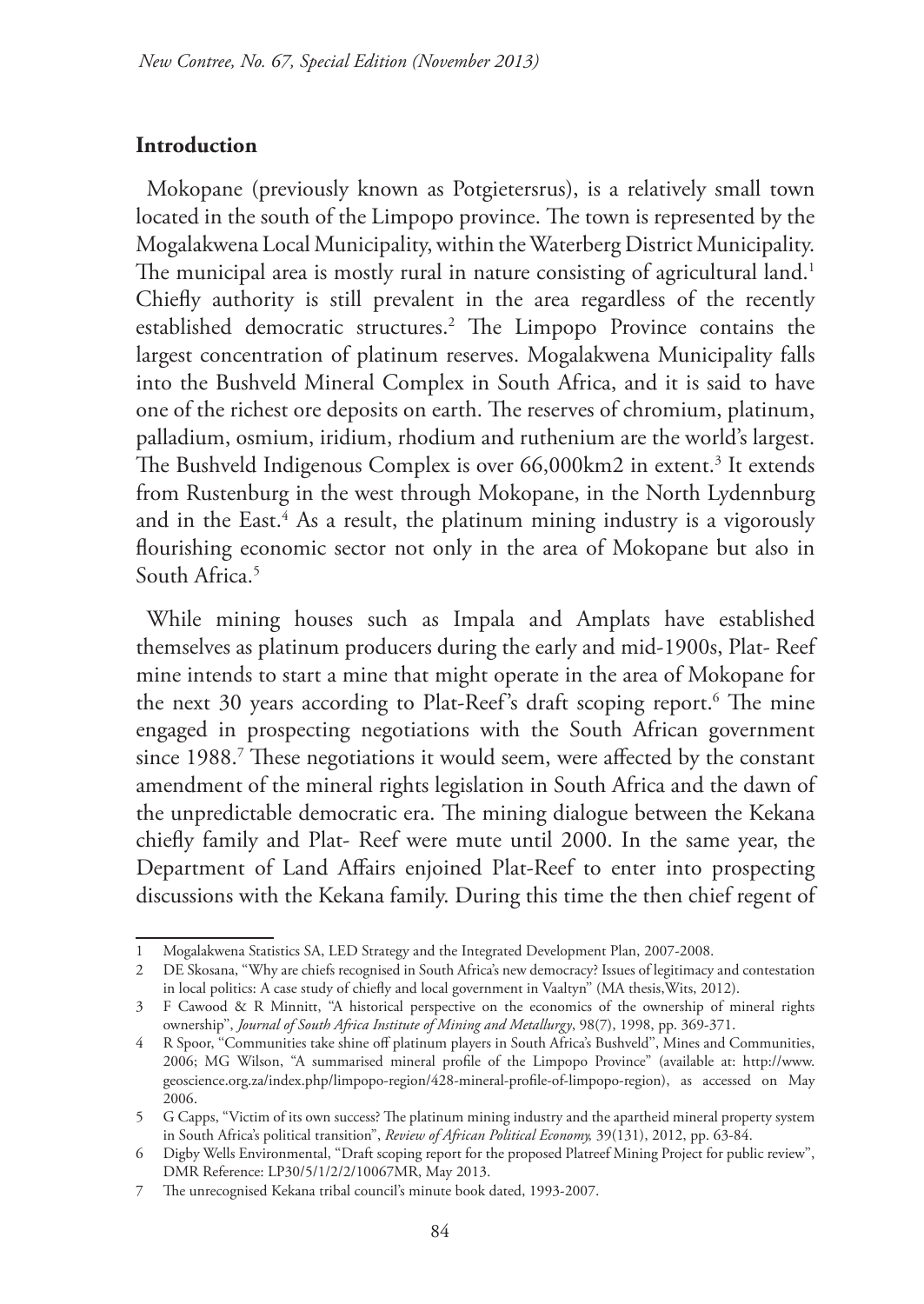## Introduction

Mokopane (previously known as Potgietersrus), is a relatively small town located in the south of the Limpopo province. The town is represented by the Mogalakwena Local Municipality, within the Waterberg District Municipality. The municipal area is mostly rural in nature consisting of agricultural land.[1] Chiefly authority is still prevalent in the area regardless of the recently established democratic structures.[2] The Limpopo Province contains the largest concentration of platinum reserves. Mogalakwena Municipality falls into the Bushveld Mineral Complex in South Africa, and it is said to have one of the richest ore deposits on earth. The reserves of chromium, platinum, palladium, osmium, iridium, rhodium and ruthenium are the world's largest. The Bushveld Indigenous Complex is over 66,000km2 in extent.[3] It extends from Rustenburg in the west through Mokopane, in the North Lydennburg and in the East.[4] As a result, the platinum mining industry is a vigorously flourishing economic sector not only in the area of Mokopane but also in South Africa.[5]

While mining houses such as Impala and Amplats have established themselves as platinum producers during the early and mid-1900s, Plat- Reef mine intends to start a mine that might operate in the area of Mokopane for the next 30 years according to Plat-Reef's draft scoping report.[6] The mine engaged in prospecting negotiations with the South African government since 1988.[7] These negotiations it would seem, were affected by the constant amendment of the mineral rights legislation in South Africa and the dawn of the unpredictable democratic era. The mining dialogue between the Kekana chiefly family and Plat- Reef were mute until 2000. In the same year, the Department of Land Affairs enjoined Plat-Reef to enter into prospecting discussions with the Kekana family. During this time the then chief regent of

1 Mogalakwena Statistics SA, LED Strategy and the Integrated Development Plan, 2007-2008.

2 DE Skosana, "Why are chiefs recognised in South Africa's new democracy? Issues of legitimacy and contestation in local politics: A case study of chiefly and local government in Vaaltyn" (MA thesis,Wits, 2012).

3 F Cawood & R Minnitt, "A historical perspective on the economics of the ownership of mineral rights ownership", *Journal of South Africa Institute of Mining and Metallurgy*, 98(7), 1998, pp. 369-371.

4 R Spoor, "Communities take shine off platinum players in South Africa's Bushveld", Mines and Communities, 2006; MG Wilson, "A summarised mineral profile of the Limpopo Province" (available at: http://www.geoscience.org.za/index.php/limpopo-region/428-mineral-profile-of-limpopo-region), as accessed on May 2006.

5 G Capps, "Victim of its own success? The platinum mining industry and the apartheid mineral property system in South Africa's political transition", *Review of African Political Economy,* 39(131), 2012, pp. 63-84.

6 Digby Wells Environmental, "Draft scoping report for the proposed Platreef Mining Project for public review", DMR Reference: LP30/5/1/2/2/10067MR, May 2013.

7 The unrecognised Kekana tribal council's minute book dated, 1993-2007.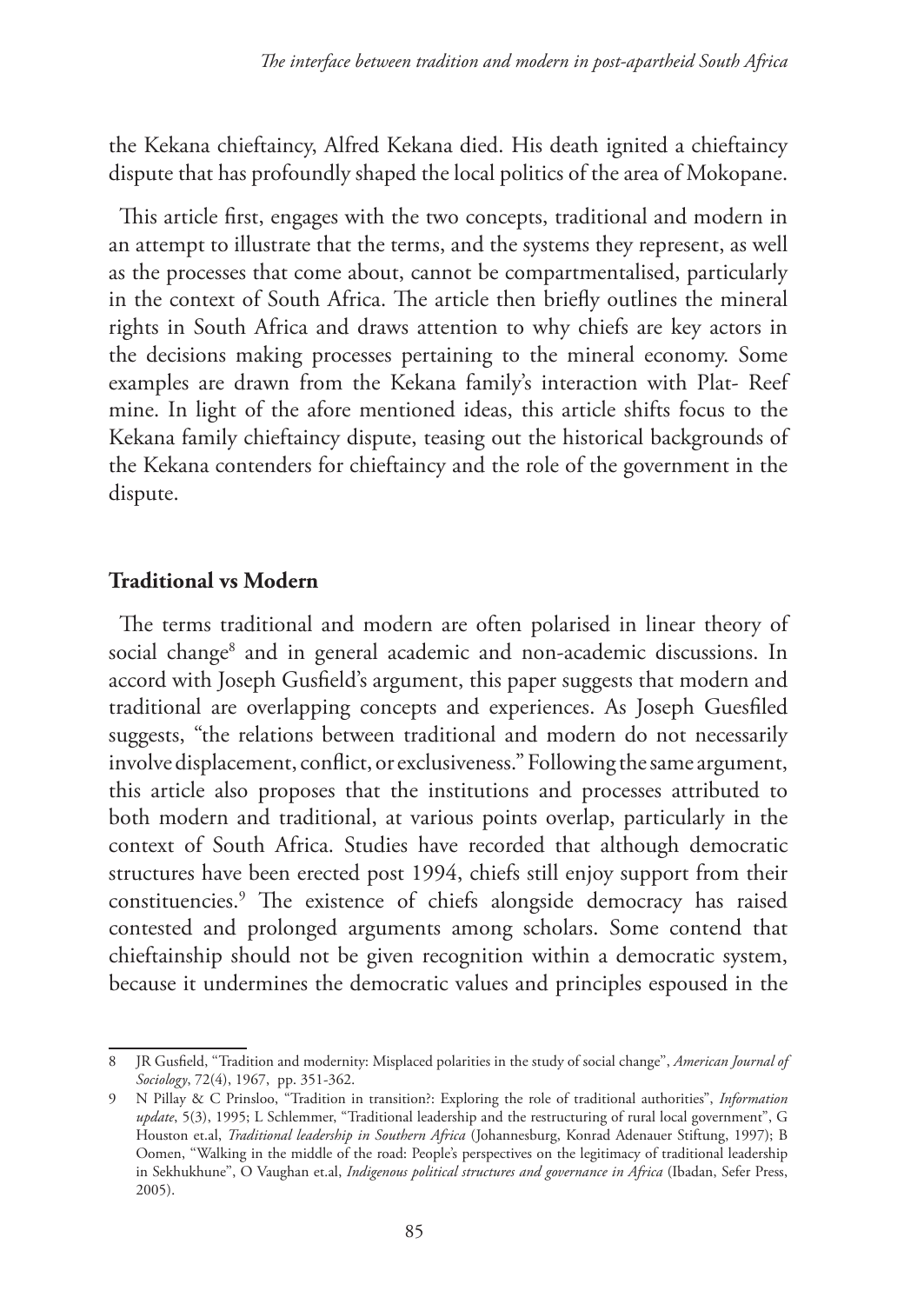the Kekana chieftaincy, Alfred Kekana died. His death ignited a chieftaincy dispute that has profoundly shaped the local politics of the area of Mokopane.

This article first, engages with the two concepts, traditional and modern in an attempt to illustrate that the terms, and the systems they represent, as well as the processes that come about, cannot be compartmentalised, particularly in the context of South Africa. The article then briefly outlines the mineral rights in South Africa and draws attention to why chiefs are key actors in the decisions making processes pertaining to the mineral economy. Some examples are drawn from the Kekana family's interaction with Plat- Reef mine. In light of the afore mentioned ideas, this article shifts focus to the Kekana family chieftaincy dispute, teasing out the historical backgrounds of the Kekana contenders for chieftaincy and the role of the government in the dispute.

## Traditional vs Modern

The terms traditional and modern are often polarised in linear theory of social change[8] and in general academic and non-academic discussions. In accord with Joseph Gusfield's argument, this paper suggests that modern and traditional are overlapping concepts and experiences. As Joseph Guesfiled suggests, "the relations between traditional and modern do not necessarily involve displacement, conflict, or exclusiveness." Following the same argument, this article also proposes that the institutions and processes attributed to both modern and traditional, at various points overlap, particularly in the context of South Africa. Studies have recorded that although democratic structures have been erected post 1994, chiefs still enjoy support from their constituencies.[9] The existence of chiefs alongside democracy has raised contested and prolonged arguments among scholars. Some contend that chieftainship should not be given recognition within a democratic system, because it undermines the democratic values and principles espoused in the

---

8 JR Gusfield, "Tradition and modernity: Misplaced polarities in the study of social change", *American Journal of Sociology*, 72(4), 1967, pp. 351-362.

9 N Pillay & C Prinsloo, "Tradition in transition?: Exploring the role of traditional authorities", *Information update*, 5(3), 1995; L Schlemmer, "Traditional leadership and the restructuring of rural local government", G Houston et.al, *Traditional leadership in Southern Africa* (Johannesburg, Konrad Adenauer Stiftung, 1997); B Oomen, "Walking in the middle of the road: People's perspectives on the legitimacy of traditional leadership in Sekhukhune", O Vaughan et.al, *Indigenous political structures and governance in Africa* (Ibadan, Sefer Press, 2005).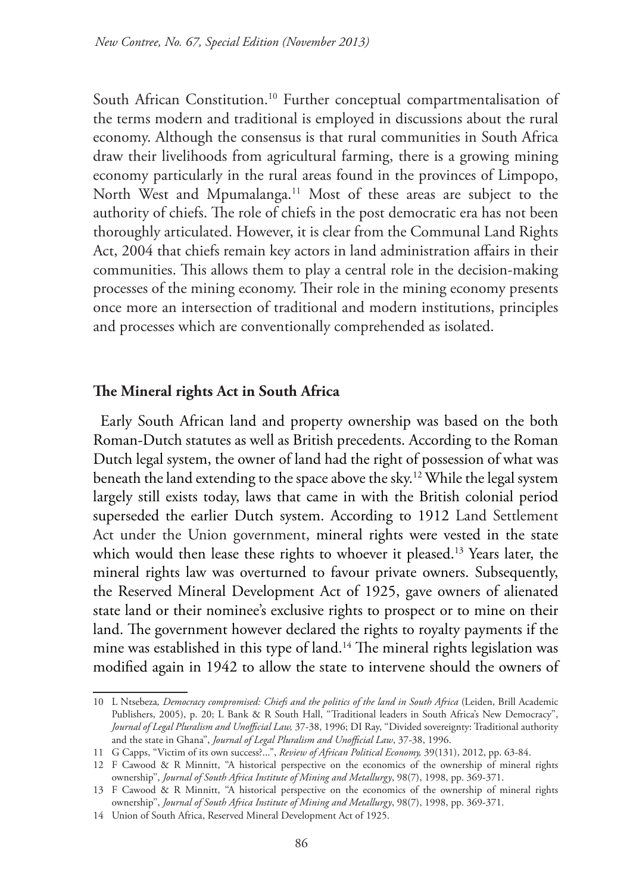South African Constitution.[10] Further conceptual compartmentalisation of the terms modern and traditional is employed in discussions about the rural economy. Although the consensus is that rural communities in South Africa draw their livelihoods from agricultural farming, there is a growing mining economy particularly in the rural areas found in the provinces of Limpopo, North West and Mpumalanga.[11] Most of these areas are subject to the authority of chiefs. The role of chiefs in the post democratic era has not been thoroughly articulated. However, it is clear from the Communal Land Rights Act, 2004 that chiefs remain key actors in land administration affairs in their communities. This allows them to play a central role in the decision-making processes of the mining economy. Their role in the mining economy presents once more an intersection of traditional and modern institutions, principles and processes which are conventionally comprehended as isolated.

## The Mineral rights Act in South Africa

Early South African land and property ownership was based on the both Roman-Dutch statutes as well as British precedents. According to the Roman Dutch legal system, the owner of land had the right of possession of what was beneath the land extending to the space above the sky.[12] While the legal system largely still exists today, laws that came in with the British colonial period superseded the earlier Dutch system. According to 1912 Land Settlement Act under the Union government, mineral rights were vested in the state which would then lease these rights to whoever it pleased.[13] Years later, the mineral rights law was overturned to favour private owners. Subsequently, the Reserved Mineral Development Act of 1925, gave owners of alienated state land or their nominee's exclusive rights to prospect or to mine on their land. The government however declared the rights to royalty payments if the mine was established in this type of land.[14] The mineral rights legislation was modified again in 1942 to allow the state to intervene should the owners of

---

10 L Ntsebeza, *Democracy compromised: Chiefs and the politics of the land in South Africa* (Leiden, Brill Academic Publishers, 2005), p. 20; L Bank & R South Hall, "Traditional leaders in South Africa's New Democracy", *Journal of Legal Pluralism and Unofficial Law,* 37-38, 1996; DI Ray, "Divided sovereignty: Traditional authority and the state in Ghana", *Journal of Legal Pluralism and Unofficial Law*, 37-38, 1996.

11 G Capps, "Victim of its own success?...", *Review of African Political Economy,* 39(131), 2012, pp. 63-84.

12 F Cawood & R Minnitt, "A historical perspective on the economics of the ownership of mineral rights ownership", *Journal of South Africa Institute of Mining and Metallurgy*, 98(7), 1998, pp. 369-371.

13 F Cawood & R Minnitt, "A historical perspective on the economics of the ownership of mineral rights ownership", *Journal of South Africa Institute of Mining and Metallurgy*, 98(7), 1998, pp. 369-371.

14 Union of South Africa, Reserved Mineral Development Act of 1925.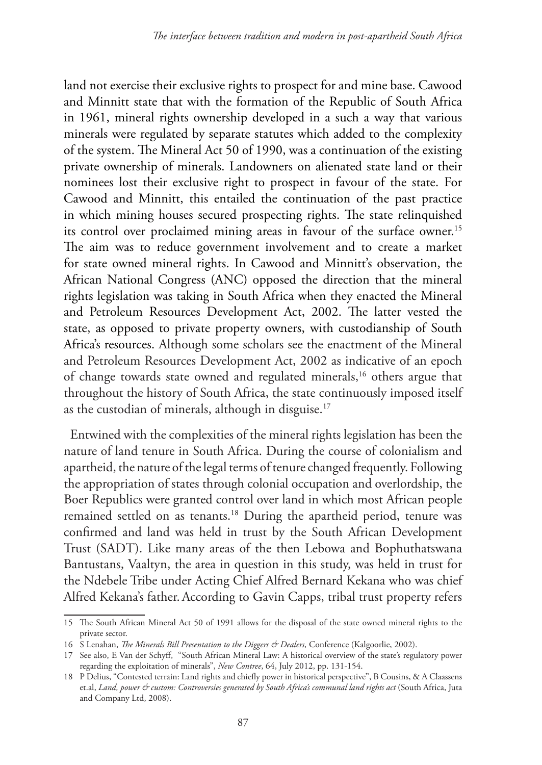land not exercise their exclusive rights to prospect for and mine base. Cawood and Minnitt state that with the formation of the Republic of South Africa in 1961, mineral rights ownership developed in a such a way that various minerals were regulated by separate statutes which added to the complexity of the system. The Mineral Act 50 of 1990, was a continuation of the existing private ownership of minerals. Landowners on alienated state land or their nominees lost their exclusive right to prospect in favour of the state. For Cawood and Minnitt, this entailed the continuation of the past practice in which mining houses secured prospecting rights. The state relinquished its control over proclaimed mining areas in favour of the surface owner.[15] The aim was to reduce government involvement and to create a market for state owned mineral rights. In Cawood and Minnitt's observation, the African National Congress (ANC) opposed the direction that the mineral rights legislation was taking in South Africa when they enacted the Mineral and Petroleum Resources Development Act, 2002. The latter vested the state, as opposed to private property owners, with custodianship of South Africa's resources. Although some scholars see the enactment of the Mineral and Petroleum Resources Development Act, 2002 as indicative of an epoch of change towards state owned and regulated minerals,[16] others argue that throughout the history of South Africa, the state continuously imposed itself as the custodian of minerals, although in disguise.[17]

Entwined with the complexities of the mineral rights legislation has been the nature of land tenure in South Africa. During the course of colonialism and apartheid, the nature of the legal terms of tenure changed frequently. Following the appropriation of states through colonial occupation and overlordship, the Boer Republics were granted control over land in which most African people remained settled on as tenants.[18] During the apartheid period, tenure was confirmed and land was held in trust by the South African Development Trust (SADT). Like many areas of the then Lebowa and Bophuthatswana Bantustans, Vaaltyn, the area in question in this study, was held in trust for the Ndebele Tribe under Acting Chief Alfred Bernard Kekana who was chief Alfred Kekana's father. According to Gavin Capps, tribal trust property refers

---

15 The South African Mineral Act 50 of 1991 allows for the disposal of the state owned mineral rights to the private sector.

16 S Lenahan, *The Minerals Bill Presentation to the Diggers & Dealers,* Conference (Kalgoorlie, 2002).

17 See also, E Van der Schyff, "South African Mineral Law: A historical overview of the state's regulatory power regarding the exploitation of minerals", *New Contree*, 64, July 2012, pp. 131-154.

18 P Delius, "Contested terrain: Land rights and chiefly power in historical perspective", B Cousins, & A Claassens et.al, *Land, power & custom: Controversies generated by South Africa's communal land rights act* (South Africa, Juta and Company Ltd, 2008).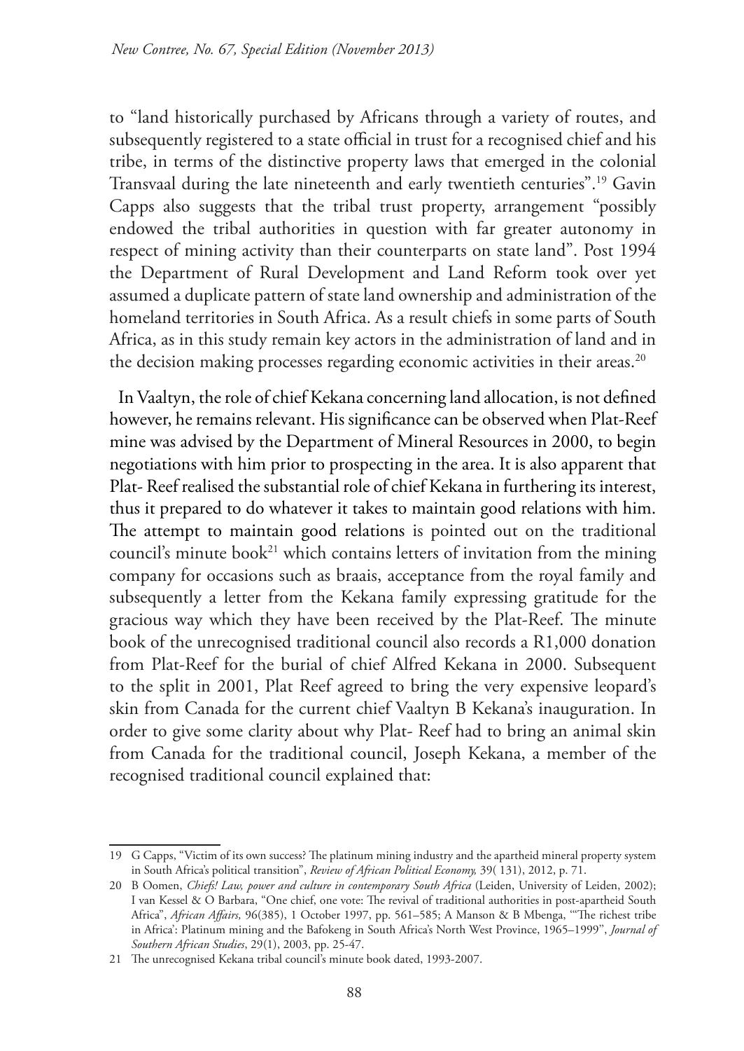to "land historically purchased by Africans through a variety of routes, and subsequently registered to a state official in trust for a recognised chief and his tribe, in terms of the distinctive property laws that emerged in the colonial Transvaal during the late nineteenth and early twentieth centuries".[19] Gavin Capps also suggests that the tribal trust property, arrangement "possibly endowed the tribal authorities in question with far greater autonomy in respect of mining activity than their counterparts on state land". Post 1994 the Department of Rural Development and Land Reform took over yet assumed a duplicate pattern of state land ownership and administration of the homeland territories in South Africa. As a result chiefs in some parts of South Africa, as in this study remain key actors in the administration of land and in the decision making processes regarding economic activities in their areas.[20]

In Vaaltyn, the role of chief Kekana concerning land allocation, is not defined however, he remains relevant. His significance can be observed when Plat-Reef mine was advised by the Department of Mineral Resources in 2000, to begin negotiations with him prior to prospecting in the area. It is also apparent that Plat- Reef realised the substantial role of chief Kekana in furthering its interest, thus it prepared to do whatever it takes to maintain good relations with him. The attempt to maintain good relations is pointed out on the traditional council's minute book[21] which contains letters of invitation from the mining company for occasions such as braais, acceptance from the royal family and subsequently a letter from the Kekana family expressing gratitude for the gracious way which they have been received by the Plat-Reef. The minute book of the unrecognised traditional council also records a R1,000 donation from Plat-Reef for the burial of chief Alfred Kekana in 2000. Subsequent to the split in 2001, Plat Reef agreed to bring the very expensive leopard's skin from Canada for the current chief Vaaltyn B Kekana's inauguration. In order to give some clarity about why Plat- Reef had to bring an animal skin from Canada for the traditional council, Joseph Kekana, a member of the recognised traditional council explained that:

---

19 G Capps, "Victim of its own success? The platinum mining industry and the apartheid mineral property system in South Africa's political transition", *Review of African Political Economy,* 39( 131), 2012, p. 71.

20 B Oomen, *Chiefs! Law, power and culture in contemporary South Africa* (Leiden, University of Leiden, 2002); I van Kessel & O Barbara, "One chief, one vote: The revival of traditional authorities in post-apartheid South Africa", *African Affairs,* 96(385), 1 October 1997, pp. 561–585; A Manson & B Mbenga, "'The richest tribe in Africa': Platinum mining and the Bafokeng in South Africa's North West Province, 1965–1999", *Journal of Southern African Studies*, 29(1), 2003, pp. 25-47.

21 The unrecognised Kekana tribal council's minute book dated, 1993-2007.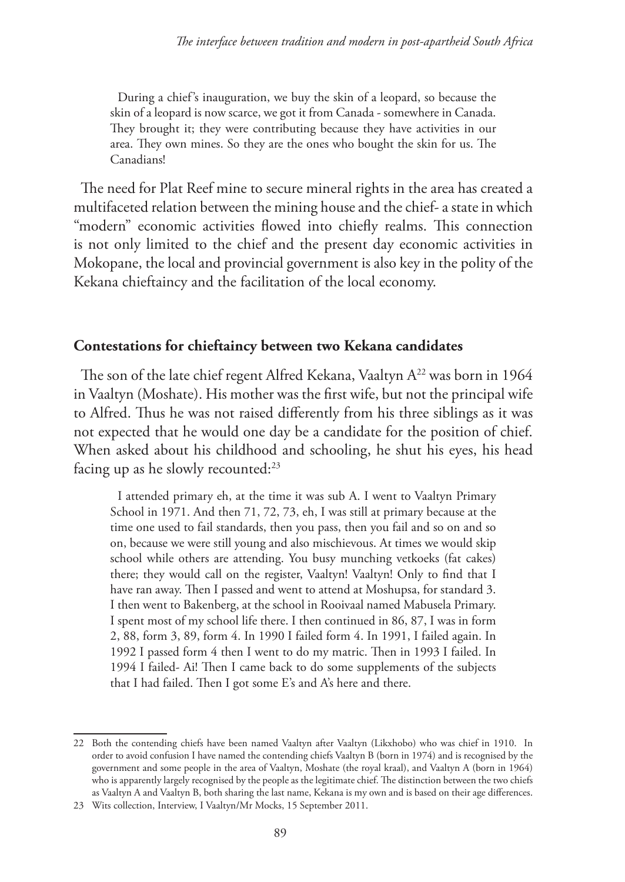> During a chief's inauguration, we buy the skin of a leopard, so because the skin of a leopard is now scarce, we got it from Canada - somewhere in Canada. They brought it; they were contributing because they have activities in our area. They own mines. So they are the ones who bought the skin for us. The Canadians!

The need for Plat Reef mine to secure mineral rights in the area has created a multifaceted relation between the mining house and the chief- a state in which "modern" economic activities flowed into chiefly realms. This connection is not only limited to the chief and the present day economic activities in Mokopane, the local and provincial government is also key in the polity of the Kekana chieftaincy and the facilitation of the local economy.

## Contestations for chieftaincy between two Kekana candidates

The son of the late chief regent Alfred Kekana, Vaaltyn A[22] was born in 1964 in Vaaltyn (Moshate). His mother was the first wife, but not the principal wife to Alfred. Thus he was not raised differently from his three siblings as it was not expected that he would one day be a candidate for the position of chief. When asked about his childhood and schooling, he shut his eyes, his head facing up as he slowly recounted:[23]

> I attended primary eh, at the time it was sub A. I went to Vaaltyn Primary School in 1971. And then 71, 72, 73, eh, I was still at primary because at the time one used to fail standards, then you pass, then you fail and so on and so on, because we were still young and also mischievous. At times we would skip school while others are attending. You busy munching vetkoeks (fat cakes) there; they would call on the register, Vaaltyn! Vaaltyn! Only to find that I have ran away. Then I passed and went to attend at Moshupsa, for standard 3. I then went to Bakenberg, at the school in Rooivaal named Mabusela Primary. I spent most of my school life there. I then continued in 86, 87, I was in form 2, 88, form 3, 89, form 4. In 1990 I failed form 4. In 1991, I failed again. In 1992 I passed form 4 then I went to do my matric. Then in 1993 I failed. In 1994 I failed- Ai! Then I came back to do some supplements of the subjects that I had failed. Then I got some E's and A's here and there.

---

22 Both the contending chiefs have been named Vaaltyn after Vaaltyn (Likxhobo) who was chief in 1910. In order to avoid confusion I have named the contending chiefs Vaaltyn B (born in 1974) and is recognised by the government and some people in the area of Vaaltyn, Moshate (the royal kraal), and Vaaltyn A (born in 1964) who is apparently largely recognised by the people as the legitimate chief. The distinction between the two chiefs as Vaaltyn A and Vaaltyn B, both sharing the last name, Kekana is my own and is based on their age differences.

23 Wits collection, Interview, I Vaaltyn/Mr Mocks, 15 September 2011.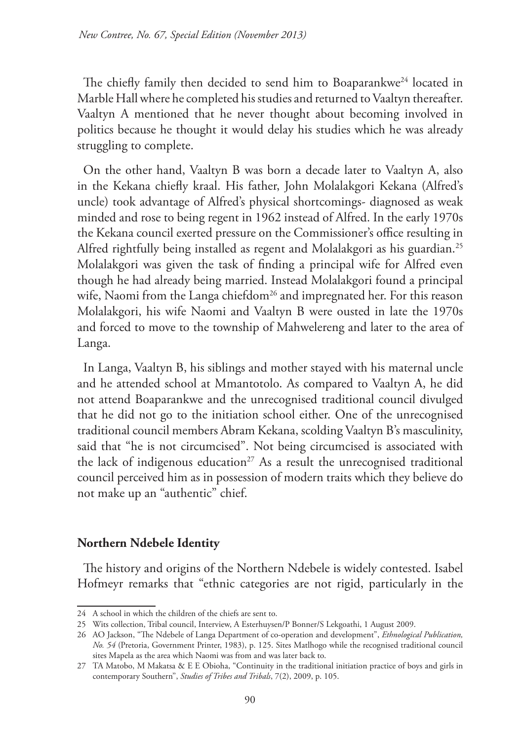The chiefly family then decided to send him to Boaparankwe[24] located in Marble Hall where he completed his studies and returned to Vaaltyn thereafter. Vaaltyn A mentioned that he never thought about becoming involved in politics because he thought it would delay his studies which he was already struggling to complete.

On the other hand, Vaaltyn B was born a decade later to Vaaltyn A, also in the Kekana chiefly kraal. His father, John Molalakgori Kekana (Alfred's uncle) took advantage of Alfred's physical shortcomings- diagnosed as weak minded and rose to being regent in 1962 instead of Alfred. In the early 1970s the Kekana council exerted pressure on the Commissioner's office resulting in Alfred rightfully being installed as regent and Molalakgori as his guardian.[25] Molalakgori was given the task of finding a principal wife for Alfred even though he had already being married. Instead Molalakgori found a principal wife, Naomi from the Langa chiefdom[26] and impregnated her. For this reason Molalakgori, his wife Naomi and Vaaltyn B were ousted in late the 1970s and forced to move to the township of Mahwelereng and later to the area of Langa.

In Langa, Vaaltyn B, his siblings and mother stayed with his maternal uncle and he attended school at Mmantotolo. As compared to Vaaltyn A, he did not attend Boaparankwe and the unrecognised traditional council divulged that he did not go to the initiation school either. One of the unrecognised traditional council members Abram Kekana, scolding Vaaltyn B's masculinity, said that "he is not circumcised". Not being circumcised is associated with the lack of indigenous education[27] As a result the unrecognised traditional council perceived him as in possession of modern traits which they believe do not make up an "authentic" chief.

## Northern Ndebele Identity

The history and origins of the Northern Ndebele is widely contested. Isabel Hofmeyr remarks that "ethnic categories are not rigid, particularly in the

---

24 A school in which the children of the chiefs are sent to.

25 Wits collection, Tribal council, Interview, A Esterhuysen/P Bonner/S Lekgoathi, 1 August 2009.

26 AO Jackson, "The Ndebele of Langa Department of co-operation and development", *Ethnological Publication, No. 54* (Pretoria, Government Printer, 1983), p. 125. Sites Matlhogo while the recognised traditional council sites Mapela as the area which Naomi was from and was later back to.

27 TA Matobo, M Makatsa & E E Obioha, "Continuity in the traditional initiation practice of boys and girls in contemporary Southern", *Studies of Tribes and Tribals*, 7(2), 2009, p. 105.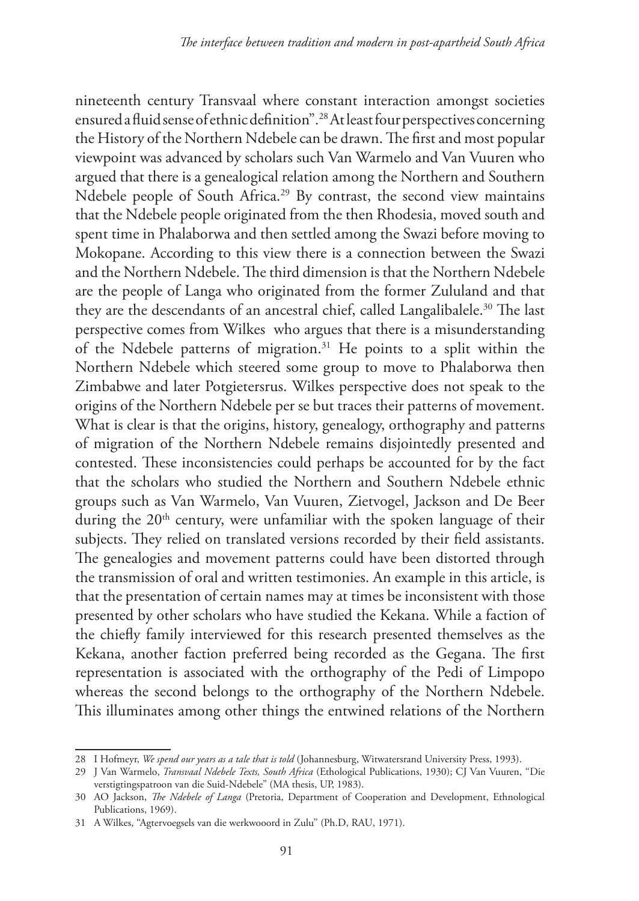nineteenth century Transvaal where constant interaction amongst societies ensured a fluid sense of ethnic definition".[28] At least four perspectives concerning the History of the Northern Ndebele can be drawn. The first and most popular viewpoint was advanced by scholars such Van Warmelo and Van Vuuren who argued that there is a genealogical relation among the Northern and Southern Ndebele people of South Africa.[29] By contrast, the second view maintains that the Ndebele people originated from the then Rhodesia, moved south and spent time in Phalaborwa and then settled among the Swazi before moving to Mokopane. According to this view there is a connection between the Swazi and the Northern Ndebele. The third dimension is that the Northern Ndebele are the people of Langa who originated from the former Zululand and that they are the descendants of an ancestral chief, called Langalibalele.[30] The last perspective comes from Wilkes who argues that there is a misunderstanding of the Ndebele patterns of migration.[31] He points to a split within the Northern Ndebele which steered some group to move to Phalaborwa then Zimbabwe and later Potgietersrus. Wilkes perspective does not speak to the origins of the Northern Ndebele per se but traces their patterns of movement. What is clear is that the origins, history, genealogy, orthography and patterns of migration of the Northern Ndebele remains disjointedly presented and contested. These inconsistencies could perhaps be accounted for by the fact that the scholars who studied the Northern and Southern Ndebele ethnic groups such as Van Warmelo, Van Vuuren, Zietvogel, Jackson and De Beer during the 20th century, were unfamiliar with the spoken language of their subjects. They relied on translated versions recorded by their field assistants. The genealogies and movement patterns could have been distorted through the transmission of oral and written testimonies. An example in this article, is that the presentation of certain names may at times be inconsistent with those presented by other scholars who have studied the Kekana. While a faction of the chiefly family interviewed for this research presented themselves as the Kekana, another faction preferred being recorded as the Gegana. The first representation is associated with the orthography of the Pedi of Limpopo whereas the second belongs to the orthography of the Northern Ndebele. This illuminates among other things the entwined relations of the Northern

---

28 I Hofmeyr, *We spend our years as a tale that is told* (Johannesburg, Witwatersrand University Press, 1993).

29 J Van Warmelo, *Transvaal Ndebele Texts, South Africa* (Ethological Publications, 1930); CJ Van Vuuren, "Die verstigtingspatroon van die Suid-Ndebele" (MA thesis, UP, 1983).

30 AO Jackson, *The Ndebele of Langa* (Pretoria, Department of Cooperation and Development, Ethnological Publications, 1969).

31 A Wilkes, "Agtervoegsels van die werkwooord in Zulu" (Ph.D, RAU, 1971).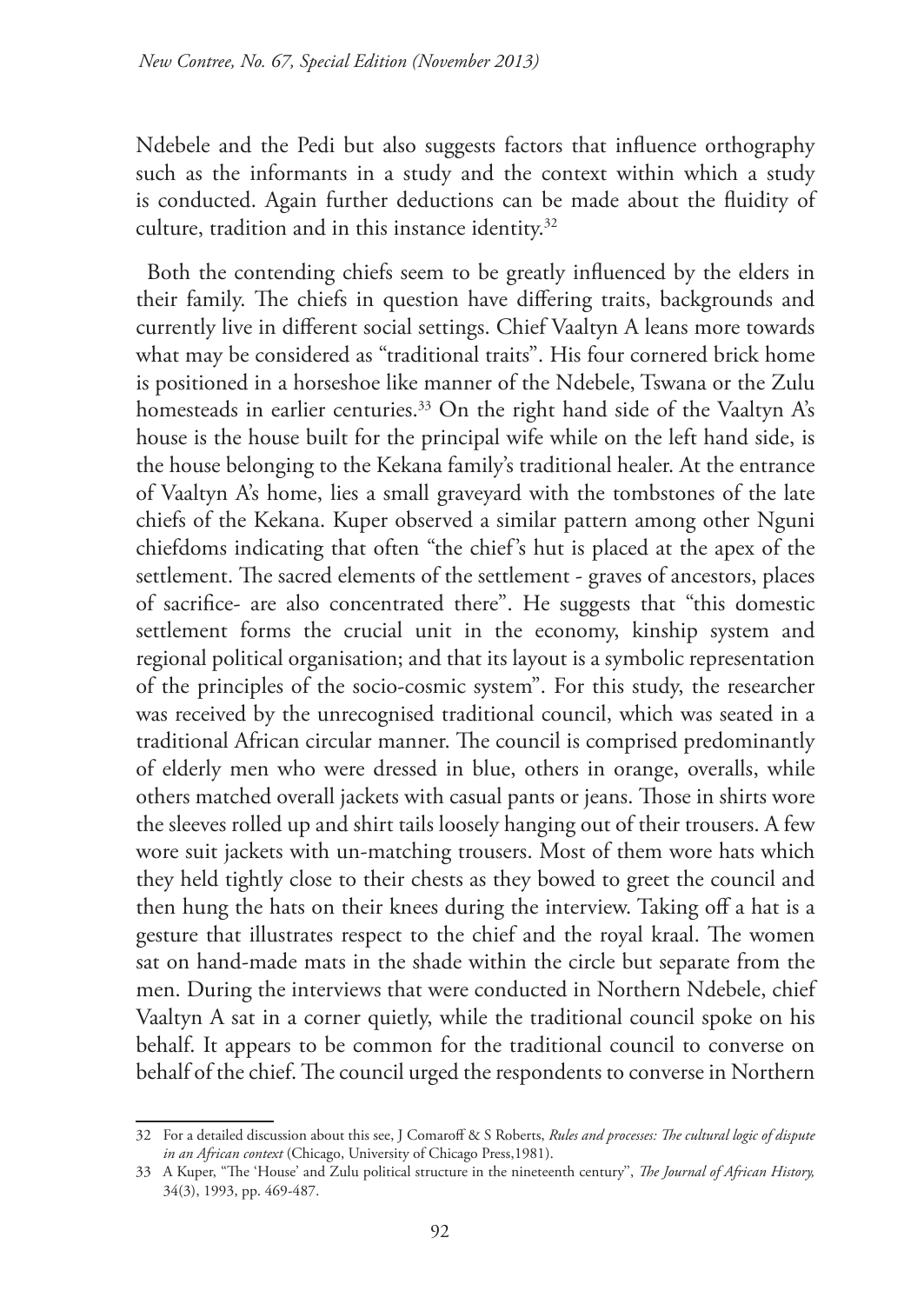Ndebele and the Pedi but also suggests factors that influence orthography such as the informants in a study and the context within which a study is conducted. Again further deductions can be made about the fluidity of culture, tradition and in this instance identity.[32]

Both the contending chiefs seem to be greatly influenced by the elders in their family. The chiefs in question have differing traits, backgrounds and currently live in different social settings. Chief Vaaltyn A leans more towards what may be considered as "traditional traits". His four cornered brick home is positioned in a horseshoe like manner of the Ndebele, Tswana or the Zulu homesteads in earlier centuries.[33] On the right hand side of the Vaaltyn A's house is the house built for the principal wife while on the left hand side, is the house belonging to the Kekana family's traditional healer. At the entrance of Vaaltyn A's home, lies a small graveyard with the tombstones of the late chiefs of the Kekana. Kuper observed a similar pattern among other Nguni chiefdoms indicating that often "the chief's hut is placed at the apex of the settlement. The sacred elements of the settlement - graves of ancestors, places of sacrifice- are also concentrated there". He suggests that "this domestic settlement forms the crucial unit in the economy, kinship system and regional political organisation; and that its layout is a symbolic representation of the principles of the socio-cosmic system". For this study, the researcher was received by the unrecognised traditional council, which was seated in a traditional African circular manner. The council is comprised predominantly of elderly men who were dressed in blue, others in orange, overalls, while others matched overall jackets with casual pants or jeans. Those in shirts wore the sleeves rolled up and shirt tails loosely hanging out of their trousers. A few wore suit jackets with un-matching trousers. Most of them wore hats which they held tightly close to their chests as they bowed to greet the council and then hung the hats on their knees during the interview. Taking off a hat is a gesture that illustrates respect to the chief and the royal kraal. The women sat on hand-made mats in the shade within the circle but separate from the men. During the interviews that were conducted in Northern Ndebele, chief Vaaltyn A sat in a corner quietly, while the traditional council spoke on his behalf. It appears to be common for the traditional council to converse on behalf of the chief. The council urged the respondents to converse in Northern

---

32 For a detailed discussion about this see, J Comaroff & S Roberts, *Rules and processes: The cultural logic of dispute in an African context* (Chicago, University of Chicago Press,1981).

33 A Kuper, "The 'House' and Zulu political structure in the nineteenth century", *The Journal of African History,* 34(3), 1993, pp. 469-487.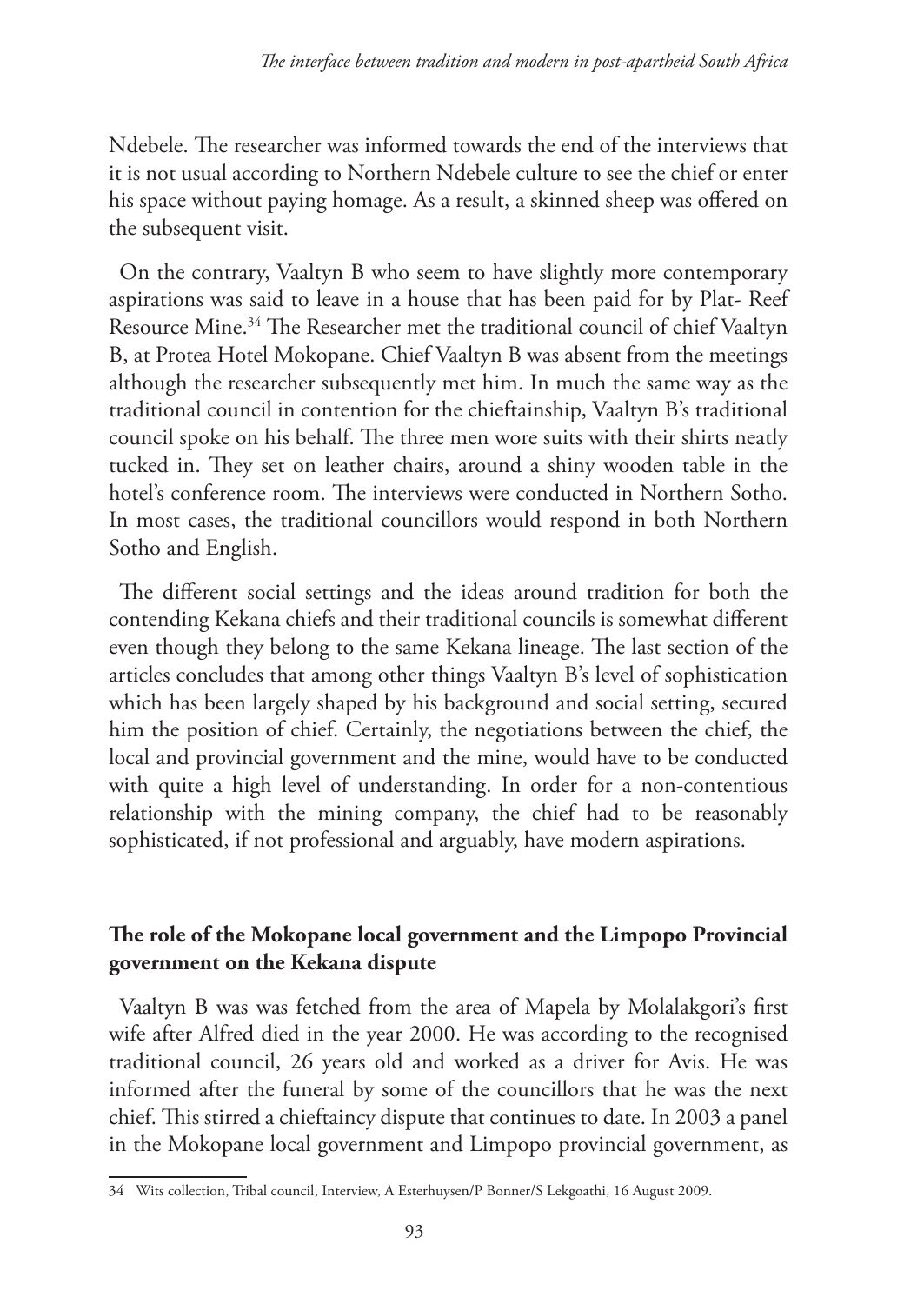Ndebele. The researcher was informed towards the end of the interviews that it is not usual according to Northern Ndebele culture to see the chief or enter his space without paying homage. As a result, a skinned sheep was offered on the subsequent visit.

On the contrary, Vaaltyn B who seem to have slightly more contemporary aspirations was said to leave in a house that has been paid for by Plat- Reef Resource Mine.[34] The Researcher met the traditional council of chief Vaaltyn B, at Protea Hotel Mokopane. Chief Vaaltyn B was absent from the meetings although the researcher subsequently met him. In much the same way as the traditional council in contention for the chieftainship, Vaaltyn B's traditional council spoke on his behalf. The three men wore suits with their shirts neatly tucked in. They set on leather chairs, around a shiny wooden table in the hotel's conference room. The interviews were conducted in Northern Sotho. In most cases, the traditional councillors would respond in both Northern Sotho and English.

The different social settings and the ideas around tradition for both the contending Kekana chiefs and their traditional councils is somewhat different even though they belong to the same Kekana lineage. The last section of the articles concludes that among other things Vaaltyn B's level of sophistication which has been largely shaped by his background and social setting, secured him the position of chief. Certainly, the negotiations between the chief, the local and provincial government and the mine, would have to be conducted with quite a high level of understanding. In order for a non-contentious relationship with the mining company, the chief had to be reasonably sophisticated, if not professional and arguably, have modern aspirations.

## The role of the Mokopane local government and the Limpopo Provincial government on the Kekana dispute

Vaaltyn B was was fetched from the area of Mapela by Molalakgori's first wife after Alfred died in the year 2000. He was according to the recognised traditional council, 26 years old and worked as a driver for Avis. He was informed after the funeral by some of the councillors that he was the next chief. This stirred a chieftaincy dispute that continues to date. In 2003 a panel in the Mokopane local government and Limpopo provincial government, as

---

34 Wits collection, Tribal council, Interview, A Esterhuysen/P Bonner/S Lekgoathi, 16 August 2009.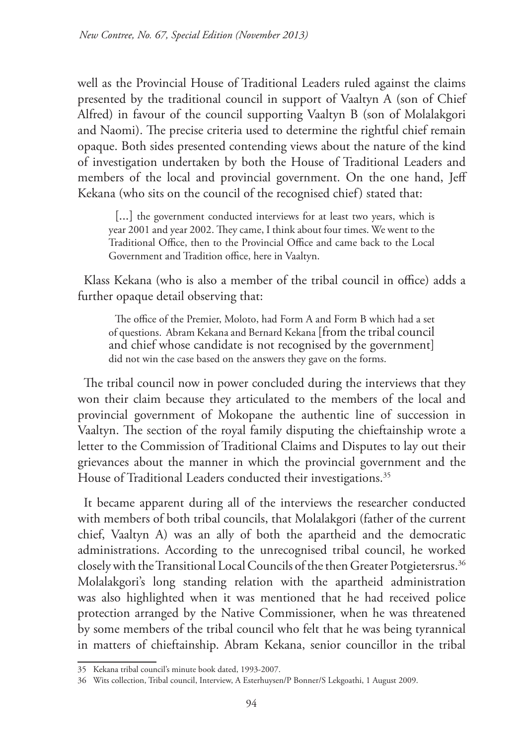well as the Provincial House of Traditional Leaders ruled against the claims presented by the traditional council in support of Vaaltyn A (son of Chief Alfred) in favour of the council supporting Vaaltyn B (son of Molalakgori and Naomi). The precise criteria used to determine the rightful chief remain opaque. Both sides presented contending views about the nature of the kind of investigation undertaken by both the House of Traditional Leaders and members of the local and provincial government. On the one hand, Jeff Kekana (who sits on the council of the recognised chief) stated that:

> [...] the government conducted interviews for at least two years, which is year 2001 and year 2002. They came, I think about four times. We went to the Traditional Office, then to the Provincial Office and came back to the Local Government and Tradition office, here in Vaaltyn.

Klass Kekana (who is also a member of the tribal council in office) adds a further opaque detail observing that:

> The office of the Premier, Moloto, had Form A and Form B which had a set of questions. Abram Kekana and Bernard Kekana [from the tribal council and chief whose candidate is not recognised by the government] did not win the case based on the answers they gave on the forms.

The tribal council now in power concluded during the interviews that they won their claim because they articulated to the members of the local and provincial government of Mokopane the authentic line of succession in Vaaltyn. The section of the royal family disputing the chieftainship wrote a letter to the Commission of Traditional Claims and Disputes to lay out their grievances about the manner in which the provincial government and the House of Traditional Leaders conducted their investigations.[35]

It became apparent during all of the interviews the researcher conducted with members of both tribal councils, that Molalakgori (father of the current chief, Vaaltyn A) was an ally of both the apartheid and the democratic administrations. According to the unrecognised tribal council, he worked closely with the Transitional Local Councils of the then Greater Potgietersrus.[36] Molalakgori's long standing relation with the apartheid administration was also highlighted when it was mentioned that he had received police protection arranged by the Native Commissioner, when he was threatened by some members of the tribal council who felt that he was being tyrannical in matters of chieftainship. Abram Kekana, senior councillor in the tribal

---

35 Kekana tribal council's minute book dated, 1993-2007.

36 Wits collection, Tribal council, Interview, A Esterhuysen/P Bonner/S Lekgoathi, 1 August 2009.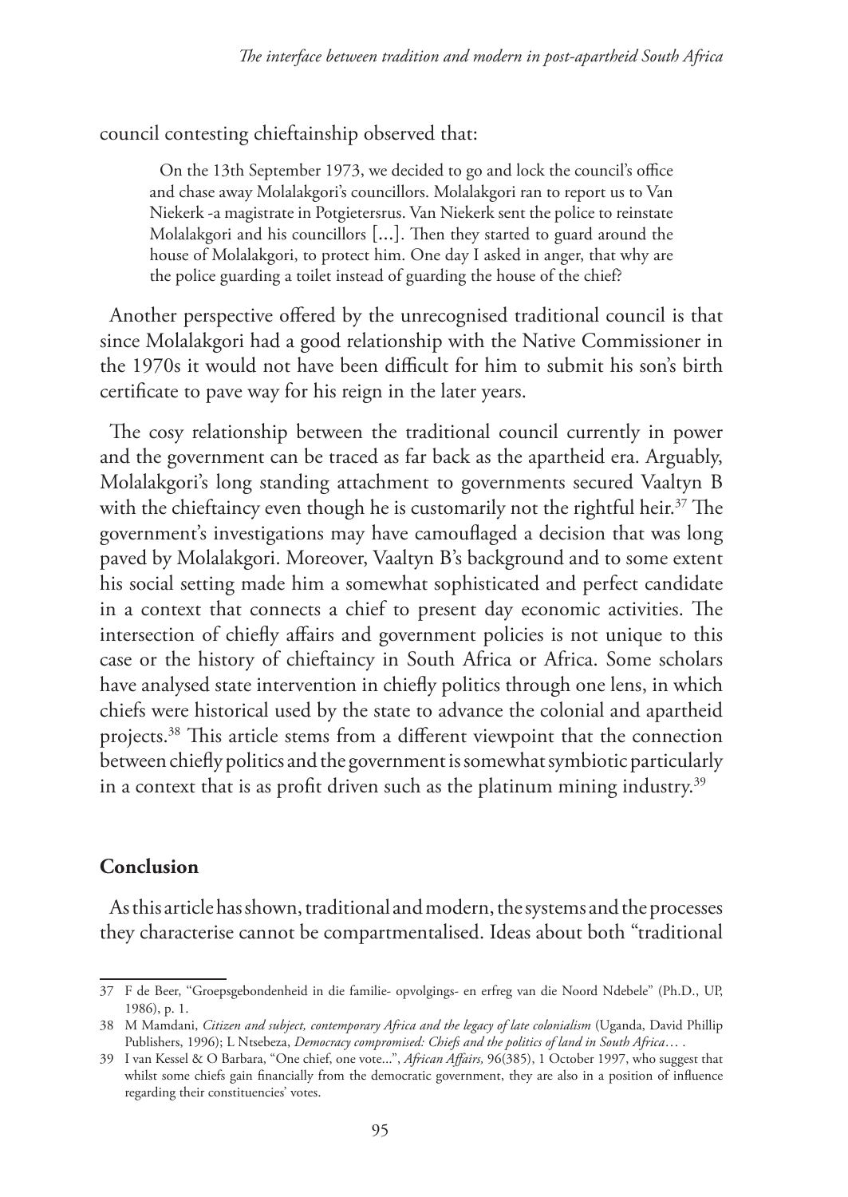council contesting chieftainship observed that:

> On the 13th September 1973, we decided to go and lock the council's office and chase away Molalakgori's councillors. Molalakgori ran to report us to Van Niekerk -a magistrate in Potgietersrus. Van Niekerk sent the police to reinstate Molalakgori and his councillors [...]. Then they started to guard around the house of Molalakgori, to protect him. One day I asked in anger, that why are the police guarding a toilet instead of guarding the house of the chief?

Another perspective offered by the unrecognised traditional council is that since Molalakgori had a good relationship with the Native Commissioner in the 1970s it would not have been difficult for him to submit his son's birth certificate to pave way for his reign in the later years.

The cosy relationship between the traditional council currently in power and the government can be traced as far back as the apartheid era. Arguably, Molalakgori's long standing attachment to governments secured Vaaltyn B with the chieftaincy even though he is customarily not the rightful heir.[37] The government's investigations may have camouflaged a decision that was long paved by Molalakgori. Moreover, Vaaltyn B's background and to some extent his social setting made him a somewhat sophisticated and perfect candidate in a context that connects a chief to present day economic activities. The intersection of chiefly affairs and government policies is not unique to this case or the history of chieftaincy in South Africa or Africa. Some scholars have analysed state intervention in chiefly politics through one lens, in which chiefs were historical used by the state to advance the colonial and apartheid projects.[38] This article stems from a different viewpoint that the connection between chiefly politics and the government is somewhat symbiotic particularly in a context that is as profit driven such as the platinum mining industry.[39]

## Conclusion

As this article has shown, traditional and modern, the systems and the processes they characterise cannot be compartmentalised. Ideas about both "traditional

---

37 F de Beer, "Groepsgebondenheid in die familie- opvolgings- en erfreg van die Noord Ndebele" (Ph.D., UP, 1986), p. 1.

38 M Mamdani, *Citizen and subject, contemporary Africa and the legacy of late colonialism* (Uganda, David Phillip Publishers, 1996); L Ntsebeza, *Democracy compromised: Chiefs and the politics of land in South Africa*… .

39 I van Kessel & O Barbara, "One chief, one vote...", *African Affairs,* 96(385), 1 October 1997, who suggest that whilst some chiefs gain financially from the democratic government, they are also in a position of influence regarding their constituencies' votes.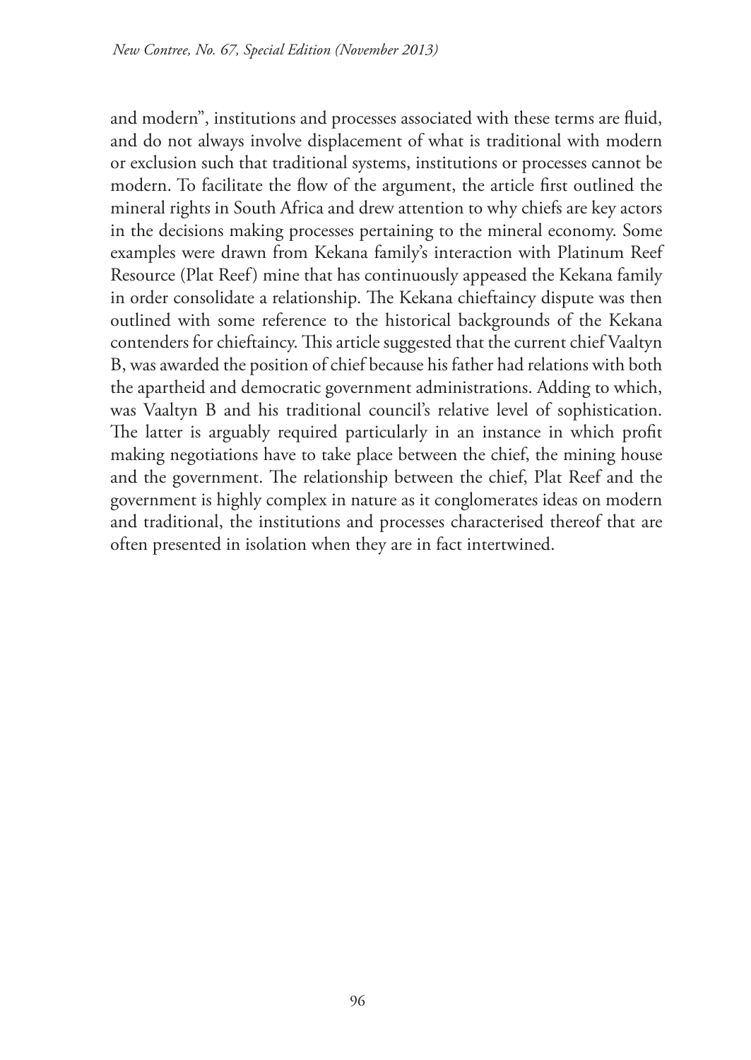and modern", institutions and processes associated with these terms are fluid, and do not always involve displacement of what is traditional with modern or exclusion such that traditional systems, institutions or processes cannot be modern. To facilitate the flow of the argument, the article first outlined the mineral rights in South Africa and drew attention to why chiefs are key actors in the decisions making processes pertaining to the mineral economy. Some examples were drawn from Kekana family's interaction with Platinum Reef Resource (Plat Reef) mine that has continuously appeased the Kekana family in order consolidate a relationship. The Kekana chieftaincy dispute was then outlined with some reference to the historical backgrounds of the Kekana contenders for chieftaincy. This article suggested that the current chief Vaaltyn B, was awarded the position of chief because his father had relations with both the apartheid and democratic government administrations. Adding to which, was Vaaltyn B and his traditional council's relative level of sophistication. The latter is arguably required particularly in an instance in which profit making negotiations have to take place between the chief, the mining house and the government. The relationship between the chief, Plat Reef and the government is highly complex in nature as it conglomerates ideas on modern and traditional, the institutions and processes characterised thereof that are often presented in isolation when they are in fact intertwined.